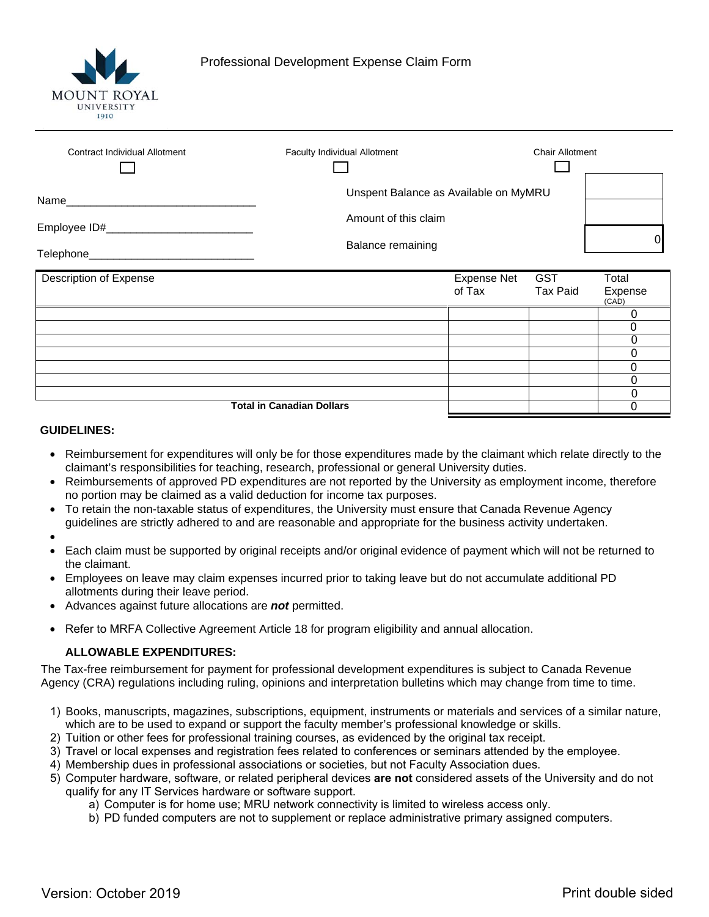MOUNT ROYAL UNIVERSITY 1910

# Professional Development Expense Claim Form

Contract Individual Allotment ☐ Faculty Individual Allotment ☐ Chair Allotment ☐

Name________________________________

Employee ID#________________________

Telephone____________________________

| | |
|---|---|
| Unspent Balance as Available on MyMRU | |
| Amount of this claim | |
| Balance remaining | 0 |

| Description of Expense | Expense Net of Tax | GST Tax Paid | Total Expense (CAD) |
|---|---|---|---|
| | | | 0 |
| | | | 0 |
| | | | 0 |
| | | | 0 |
| | | | 0 |
| | | | 0 |
| | | | 0 |
| **Total in Canadian Dollars** | | | 0 |

**GUIDELINES:**

- Reimbursement for expenditures will only be for those expenditures made by the claimant which relate directly to the claimant's responsibilities for teaching, research, professional or general University duties.
- Reimbursements of approved PD expenditures are not reported by the University as employment income, therefore no portion may be claimed as a valid deduction for income tax purposes.
- To retain the non-taxable status of expenditures, the University must ensure that Canada Revenue Agency guidelines are strictly adhered to and are reasonable and appropriate for the business activity undertaken.
- 
- Each claim must be supported by original receipts and/or original evidence of payment which will not be returned to the claimant.
- Employees on leave may claim expenses incurred prior to taking leave but do not accumulate additional PD allotments during their leave period.
- Advances against future allocations are ***not*** permitted.
- Refer to MRFA Collective Agreement Article 18 for program eligibility and annual allocation.

**ALLOWABLE EXPENDITURES:**

The Tax-free reimbursement for payment for professional development expenditures is subject to Canada Revenue Agency (CRA) regulations including ruling, opinions and interpretation bulletins which may change from time to time.

1) Books, manuscripts, magazines, subscriptions, equipment, instruments or materials and services of a similar nature, which are to be used to expand or support the faculty member's professional knowledge or skills.
2) Tuition or other fees for professional training courses, as evidenced by the original tax receipt.
3) Travel or local expenses and registration fees related to conferences or seminars attended by the employee.
4) Membership dues in professional associations or societies, but not Faculty Association dues.
5) Computer hardware, software, or related peripheral devices **are not** considered assets of the University and do not qualify for any IT Services hardware or software support.
   a) Computer is for home use; MRU network connectivity is limited to wireless access only.
   b) PD funded computers are not to supplement or replace administrative primary assigned computers.

Version: October 2019

Print double sided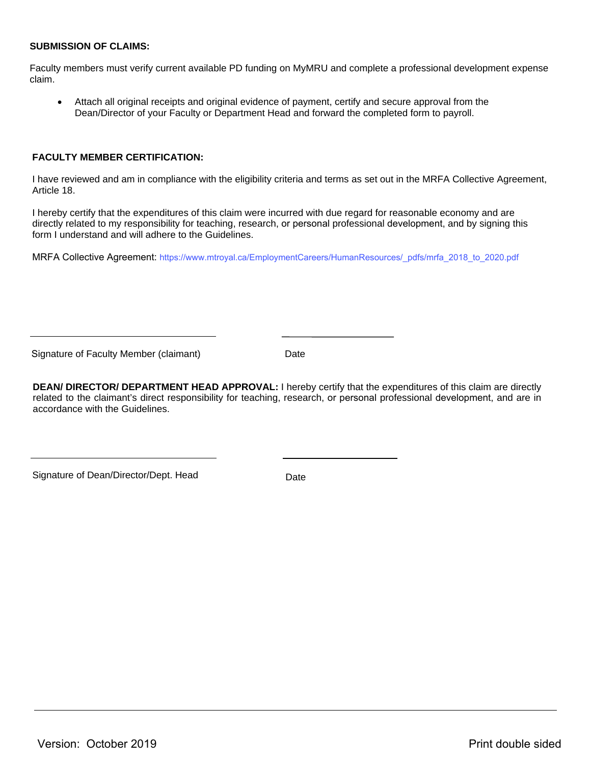**SUBMISSION OF CLAIMS:**

Faculty members must verify current available PD funding on MyMRU and complete a professional development expense claim.

- Attach all original receipts and original evidence of payment, certify and secure approval from the Dean/Director of your Faculty or Department Head and forward the completed form to payroll.

**FACULTY MEMBER CERTIFICATION:**

I have reviewed and am in compliance with the eligibility criteria and terms as set out in the MRFA Collective Agreement, Article 18.

I hereby certify that the expenditures of this claim were incurred with due regard for reasonable economy and are directly related to my responsibility for teaching, research, or personal professional development, and by signing this form I understand and will adhere to the Guidelines.

MRFA Collective Agreement: https://www.mtroyal.ca/EmploymentCareers/HumanResources/_pdfs/mrfa_2018_to_2020.pdf

______________________________ ______________________

Signature of Faculty Member (claimant) Date

**DEAN/ DIRECTOR/ DEPARTMENT HEAD APPROVAL:** I hereby certify that the expenditures of this claim are directly related to the claimant's direct responsibility for teaching, research, or personal professional development, and are in accordance with the Guidelines.

______________________________ ______________________

Signature of Dean/Director/Dept. Head Date

Version: October 2019 Print double sided